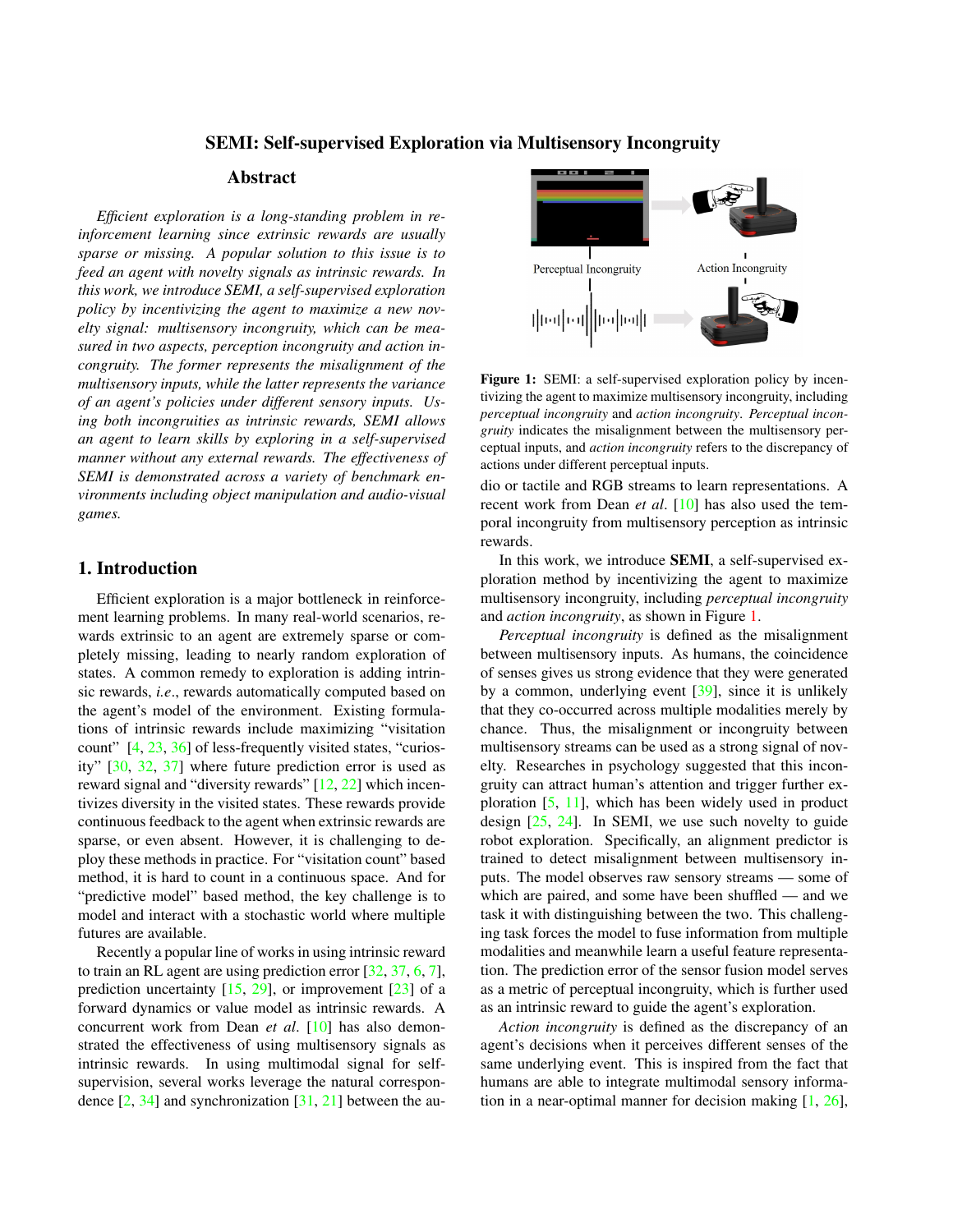# SEMI: Self-supervised Exploration via Multisensory Incongruity

## Abstract

*Efficient exploration is a long-standing problem in reinforcement learning since extrinsic rewards are usually sparse or missing. A popular solution to this issue is to feed an agent with novelty signals as intrinsic rewards. In this work, we introduce SEMI, a self-supervised exploration policy by incentivizing the agent to maximize a new novelty signal: multisensory incongruity, which can be measured in two aspects, perception incongruity and action incongruity. The former represents the misalignment of the multisensory inputs, while the latter represents the variance of an agent's policies under different sensory inputs. Using both incongruities as intrinsic rewards, SEMI allows an agent to learn skills by exploring in a self-supervised manner without any external rewards. The effectiveness of SEMI is demonstrated across a variety of benchmark environments including object manipulation and audio-visual games.*

## 1. Introduction

Efficient exploration is a major bottleneck in reinforcement learning problems. In many real-world scenarios, rewards extrinsic to an agent are extremely sparse or completely missing, leading to nearly random exploration of states. A common remedy to exploration is adding intrinsic rewards, *i.e*., rewards automatically computed based on the agent's model of the environment. Existing formulations of intrinsic rewards include maximizing "visitation count" [4, 23, 36] of less-frequently visited states, "curiosity" [30, 32, 37] where future prediction error is used as reward signal and "diversity rewards" [12, 22] which incentivizes diversity in the visited states. These rewards provide continuous feedback to the agent when extrinsic rewards are sparse, or even absent. However, it is challenging to deploy these methods in practice. For "visitation count" based method, it is hard to count in a continuous space. And for "predictive model" based method, the key challenge is to model and interact with a stochastic world where multiple futures are available.

Recently a popular line of works in using intrinsic reward to train an RL agent are using prediction error [32, 37, 6, 7], prediction uncertainty [15, 29], or improvement [23] of a forward dynamics or value model as intrinsic rewards. A concurrent work from Dean *et al*. [10] has also demonstrated the effectiveness of using multisensory signals as intrinsic rewards. In using multimodal signal for self-supervision, several works leverage the natural correspondence [2, 34] and synchronization [31, 21] between the audio or tactile and RGB streams to learn representations. A recent work from Dean *et al*. [10] has also used the temporal incongruity from multisensory perception as intrinsic rewards.

Perceptual Incongruity

Action Incongruity

**Figure 1:** SEMI: a self-supervised exploration policy by incentivizing the agent to maximize multisensory incongruity, including *perceptual incongruity* and *action incongruity*. *Perceptual incongruity* indicates the misalignment between the multisensory perceptual inputs, and *action incongruity* refers to the discrepancy of actions under different perceptual inputs.

In this work, we introduce **SEMI**, a self-supervised exploration method by incentivizing the agent to maximize multisensory incongruity, including *perceptual incongruity* and *action incongruity*, as shown in Figure 1.

*Perceptual incongruity* is defined as the misalignment between multisensory inputs. As humans, the coincidence of senses gives us strong evidence that they were generated by a common, underlying event [39], since it is unlikely that they co-occurred across multiple modalities merely by chance. Thus, the misalignment or incongruity between multisensory streams can be used as a strong signal of novelty. Researches in psychology suggested that this incongruity can attract human's attention and trigger further exploration [5, 11], which has been widely used in product design [25, 24]. In SEMI, we use such novelty to guide robot exploration. Specifically, an alignment predictor is trained to detect misalignment between multisensory inputs. The model observes raw sensory streams — some of which are paired, and some have been shuffled — and we task it with distinguishing between the two. This challenging task forces the model to fuse information from multiple modalities and meanwhile learn a useful feature representation. The prediction error of the sensor fusion model serves as a metric of perceptual incongruity, which is further used as an intrinsic reward to guide the agent's exploration.

*Action incongruity* is defined as the discrepancy of an agent's decisions when it perceives different senses of the same underlying event. This is inspired from the fact that humans are able to integrate multimodal sensory information in a near-optimal manner for decision making [1, 26],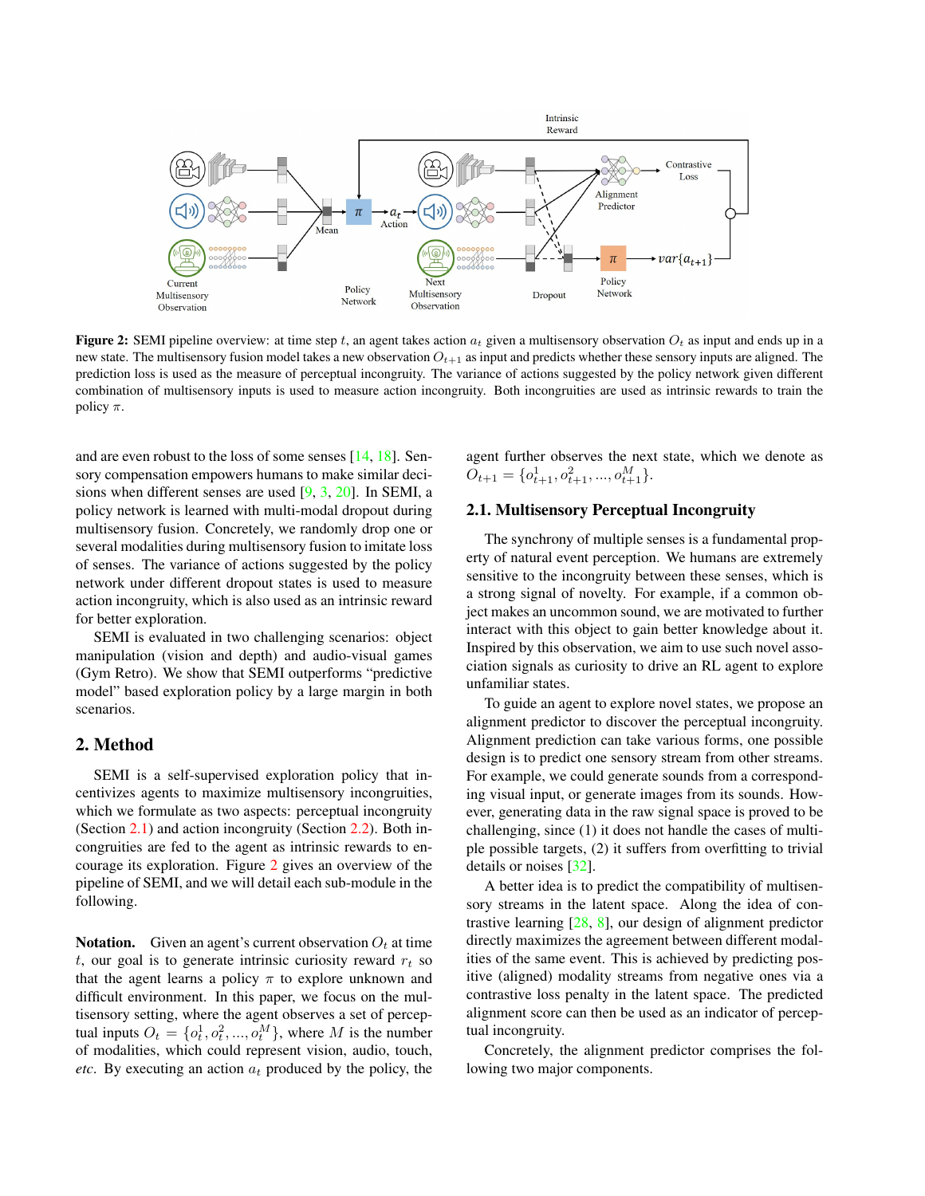**Figure 2:** SEMI pipeline overview: at time step $t$, an agent takes action $a_t$ given a multisensory observation $O_t$ as input and ends up in a new state. The multisensory fusion model takes a new observation $O_{t+1}$ as input and predicts whether these sensory inputs are aligned. The prediction loss is used as the measure of perceptual incongruity. The variance of actions suggested by the policy network given different combination of multisensory inputs is used to measure action incongruity. Both incongruities are used as intrinsic rewards to train the policy $\pi$.

and are even robust to the loss of some senses [14, 18]. Sensory compensation empowers humans to make similar decisions when different senses are used [9, 3, 20]. In SEMI, a policy network is learned with multi-modal dropout during multisensory fusion. Concretely, we randomly drop one or several modalities during multisensory fusion to imitate loss of senses. The variance of actions suggested by the policy network under different dropout states is used to measure action incongruity, which is also used as an intrinsic reward for better exploration.

SEMI is evaluated in two challenging scenarios: object manipulation (vision and depth) and audio-visual games (Gym Retro). We show that SEMI outperforms "predictive model" based exploration policy by a large margin in both scenarios.

## 2. Method

SEMI is a self-supervised exploration policy that incentivizes agents to maximize multisensory incongruities, which we formulate as two aspects: perceptual incongruity (Section 2.1) and action incongruity (Section 2.2). Both incongruities are fed to the agent as intrinsic rewards to encourage its exploration. Figure 2 gives an overview of the pipeline of SEMI, and we will detail each sub-module in the following.

**Notation.** Given an agent's current observation $O_t$ at time $t$, our goal is to generate intrinsic curiosity reward $r_t$ so that the agent learns a policy $\pi$ to explore unknown and difficult environment. In this paper, we focus on the multisensory setting, where the agent observes a set of perceptual inputs $O_t = \{o_t^1, o_t^2, ..., o_t^M\}$, where $M$ is the number of modalities, which could represent vision, audio, touch, *etc*. By executing an action $a_t$ produced by the policy, the agent further observes the next state, which we denote as $O_{t+1} = \{o_{t+1}^1, o_{t+1}^2, ..., o_{t+1}^M\}$.

### 2.1. Multisensory Perceptual Incongruity

The synchrony of multiple senses is a fundamental property of natural event perception. We humans are extremely sensitive to the incongruity between these senses, which is a strong signal of novelty. For example, if a common object makes an uncommon sound, we are motivated to further interact with this object to gain better knowledge about it. Inspired by this observation, we aim to use such novel association signals as curiosity to drive an RL agent to explore unfamiliar states.

To guide an agent to explore novel states, we propose an alignment predictor to discover the perceptual incongruity. Alignment prediction can take various forms, one possible design is to predict one sensory stream from other streams. For example, we could generate sounds from a corresponding visual input, or generate images from its sounds. However, generating data in the raw signal space is proved to be challenging, since (1) it does not handle the cases of multiple possible targets, (2) it suffers from overfitting to trivial details or noises [32].

A better idea is to predict the compatibility of multisensory streams in the latent space. Along the idea of contrastive learning [28, 8], our design of alignment predictor directly maximizes the agreement between different modalities of the same event. This is achieved by predicting positive (aligned) modality streams from negative ones via a contrastive loss penalty in the latent space. The predicted alignment score can then be used as an indicator of perceptual incongruity.

Concretely, the alignment predictor comprises the following two major components.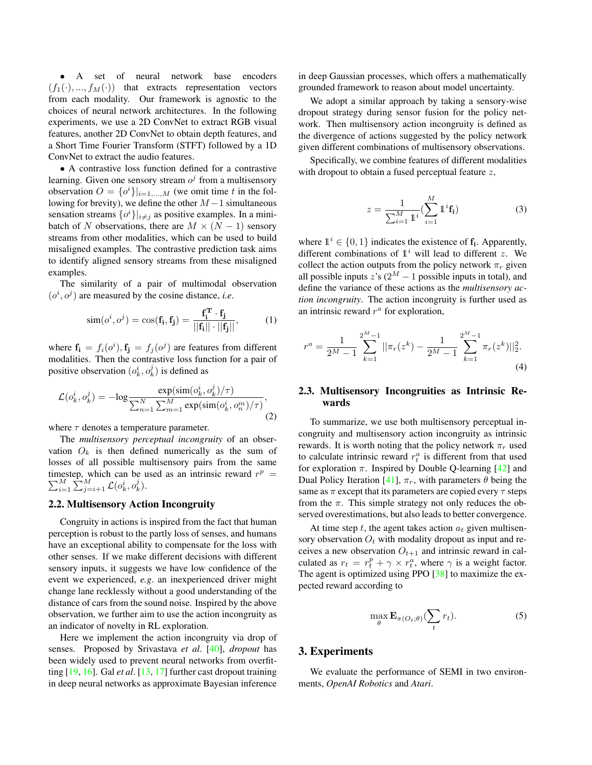- A set of neural network base encoders $(f_1(\cdot), ..., f_M(\cdot))$ that extracts representation vectors from each modality. Our framework is agnostic to the choices of neural network architectures. In the following experiments, we use a 2D ConvNet to extract RGB visual features, another 2D ConvNet to obtain depth features, and a Short Time Fourier Transform (STFT) followed by a 1D ConvNet to extract the audio features.
- A contrastive loss function defined for a contrastive learning. Given one sensory stream $o^j$ from a multisensory observation $O = \{o^i\}|_{i=1,...,M}$ (we omit time $t$ in the following for brevity), we define the other $M-1$ simultaneous sensation streams $\{o^i\}|_{i \neq j}$ as positive examples. In a mini-batch of $N$ observations, there are $M \times (N-1)$ sensory streams from other modalities, which can be used to build misaligned examples. The contrastive prediction task aims to identify aligned sensory streams from these misaligned examples.

The similarity of a pair of multimodal observation $(o^i, o^j)$ are measured by the cosine distance, *i.e*.

$$\text{sim}(o^i, o^j) = \cos(\mathbf{f_i}, \mathbf{f_j}) = \frac{\mathbf{f_i^T} \cdot \mathbf{f_j}}{||\mathbf{f_i}|| \cdot ||\mathbf{f_j}||}, \tag{1}$$

where $\mathbf{f_i} = f_i(o^i), \mathbf{f_j} = f_j(o^j)$ are features from different modalities. Then the contrastive loss function for a pair of positive observation $(o_k^i, o_k^j)$ is defined as

$$\mathcal{L}(o_k^i, o_k^j) = -\log \frac{\exp(\text{sim}(o_k^i, o_k^j)/\tau)}{\sum_{n=1}^{N} \sum_{m=1}^{M} \exp(\text{sim}(o_k^i, o_n^m)/\tau)}, \tag{2}$$

where $\tau$ denotes a temperature parameter.

The *multisensory perceptual incongruity* of an observation $O_k$ is then defined numerically as the sum of losses of all possible multisensory pairs from the same timestep, which can be used as an intrinsic reward $r^p = \sum_{i=1}^{M} \sum_{j=i+1}^{M} \mathcal{L}(o_k^i, o_k^j)$.

## 2.2. Multisensory Action Incongruity

Congruity in actions is inspired from the fact that human perception is robust to the partly loss of senses, and humans have an exceptional ability to compensate for the loss with other senses. If we make different decisions with different sensory inputs, it suggests we have low confidence of the event we experienced, *e.g*. an inexperienced driver might change lane recklessly without a good understanding of the distance of cars from the sound noise. Inspired by the above observation, we further aim to use the action incongruity as an indicator of novelty in RL exploration.

Here we implement the action incongruity via drop of senses. Proposed by Srivastava *et al*. [40], *dropout* has been widely used to prevent neural networks from overfitting [19, 16]. Gal *et al*. [13, 17] further cast dropout training in deep neural networks as approximate Bayesian inference in deep Gaussian processes, which offers a mathematically grounded framework to reason about model uncertainty.

We adopt a similar approach by taking a sensory-wise dropout strategy during sensor fusion for the policy network. Then multisensory action incongruity is defined as the divergence of actions suggested by the policy network given different combinations of multisensory observations.

Specifically, we combine features of different modalities with dropout to obtain a fused perceptual feature $z$,

$$z = \frac{1}{\sum_{i=1}^{M} \mathbb{1}^i} \left( \sum_{i=1}^{M} \mathbb{1}^i \mathbf{f_i} \right) \tag{3}$$

where $\mathbb{1}^i \in \{0, 1\}$ indicates the existence of $\mathbf{f_i}$. Apparently, different combinations of $\mathbb{1}^i$ will lead to different $z$. We collect the action outputs from the policy network $\pi_r$ given all possible inputs $z$'s ($2^M - 1$ possible inputs in total), and define the variance of these actions as the *multisensory action incongruity*. The action incongruity is further used as an intrinsic reward $r^a$ for exploration,

$$r^a = \frac{1}{2^M - 1} \sum_{k=1}^{2^M - 1} ||\pi_r(z^k) - \frac{1}{2^M - 1} \sum_{k=1}^{2^M - 1} \pi_r(z^k)||_2^2. \tag{4}$$

## 2.3. Multisensory Incongruities as Intrinsic Rewards

To summarize, we use both multisensory perceptual incongruity and multisensory action incongruity as intrinsic rewards. It is worth noting that the policy network $\pi_r$ used to calculate intrinsic reward $r_t^a$ is different from that used for exploration $\pi$. Inspired by Double Q-learning [42] and Dual Policy Iteration [41], $\pi_r$, with parameters $\theta$ being the same as $\pi$ except that its parameters are copied every $\tau$ steps from the $\pi$. This simple strategy not only reduces the observed overestimations, but also leads to better convergence.

At time step $t$, the agent takes action $a_t$ given multisensory observation $O_t$ with modality dropout as input and receives a new observation $O_{t+1}$ and intrinsic reward in calculated as $r_t = r_t^p + \gamma \times r_t^a$, where $\gamma$ is a weight factor. The agent is optimized using PPO [38] to maximize the expected reward according to

$$\max_{\theta} \mathbf{E}_{\pi(O_t;\theta)} \left( \sum_t r_t \right). \tag{5}$$

# 3. Experiments

We evaluate the performance of SEMI in two environments, *OpenAI Robotics* and *Atari*.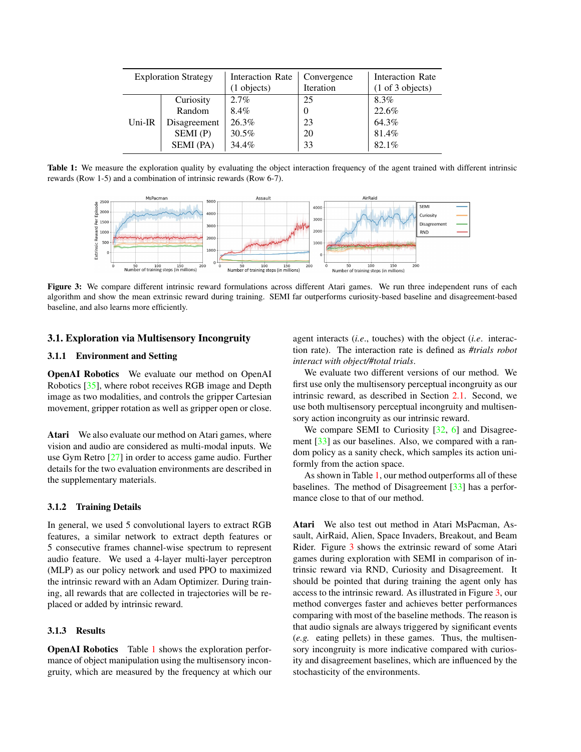| Exploration Strategy | | Interaction Rate (1 objects) | Convergence Iteration | Interaction Rate (1 of 3 objects) |
|---|---|---|---|---|
| Uni-IR | Curiosity | 2.7% | 25 | 8.3% |
| | Random | 8.4% | 0 | 22.6% |
| | Disagreement | 26.3% | 23 | 64.3% |
| | SEMI (P) | 30.5% | 20 | 81.4% |
| | SEMI (PA) | 34.4% | 33 | 82.1% |

**Table 1:** We measure the exploration quality by evaluating the object interaction frequency of the agent trained with different intrinsic rewards (Row 1-5) and a combination of intrinsic rewards (Row 6-7).

**Figure 3:** We compare different intrinsic reward formulations across different Atari games. We run three independent runs of each algorithm and show the mean extrinsic reward during training. SEMI far outperforms curiosity-based baseline and disagreement-based baseline, and also learns more efficiently.

### 3.1. Exploration via Multisensory Incongruity

#### 3.1.1 Environment and Setting

**OpenAI Robotics** We evaluate our method on OpenAI Robotics [35], where robot receives RGB image and Depth image as two modalities, and controls the gripper Cartesian movement, gripper rotation as well as gripper open or close.

**Atari** We also evaluate our method on Atari games, where vision and audio are considered as multi-modal inputs. We use Gym Retro [27] in order to access game audio. Further details for the two evaluation environments are described in the supplementary materials.

#### 3.1.2 Training Details

In general, we used 5 convolutional layers to extract RGB features, a similar network to extract depth features or 5 consecutive frames channel-wise spectrum to represent audio feature. We used a 4-layer multi-layer perceptron (MLP) as our policy network and used PPO to maximized the intrinsic reward with an Adam Optimizer. During training, all rewards that are collected in trajectories will be replaced or added by intrinsic reward.

#### 3.1.3 Results

**OpenAI Robotics** Table 1 shows the exploration performance of object manipulation using the multisensory incongruity, which are measured by the frequency at which our agent interacts (*i.e.*, touches) with the object (*i.e*. interaction rate). The interaction rate is defined as *#trials robot interact with object/#total trials*.

We evaluate two different versions of our method. We first use only the multisensory perceptual incongruity as our intrinsic reward, as described in Section 2.1. Second, we use both multisensory perceptual incongruity and multisensory action incongruity as our intrinsic reward.

We compare SEMI to Curiosity [32, 6] and Disagreement [33] as our baselines. Also, we compared with a random policy as a sanity check, which samples its action uniformly from the action space.

As shown in Table 1, our method outperforms all of these baselines. The method of Disagreement [33] has a performance close to that of our method.

**Atari** We also test out method in Atari MsPacman, Assault, AirRaid, Alien, Space Invaders, Breakout, and Beam Rider. Figure 3 shows the extrinsic reward of some Atari games during exploration with SEMI in comparison of intrinsic reward via RND, Curiosity and Disagreement. It should be pointed that during training the agent only has access to the intrinsic reward. As illustrated in Figure 3, our method converges faster and achieves better performances comparing with most of the baseline methods. The reason is that audio signals are always triggered by significant events (*e.g.* eating pellets) in these games. Thus, the multisensory incongruity is more indicative compared with curiosity and disagreement baselines, which are influenced by the stochasticity of the environments.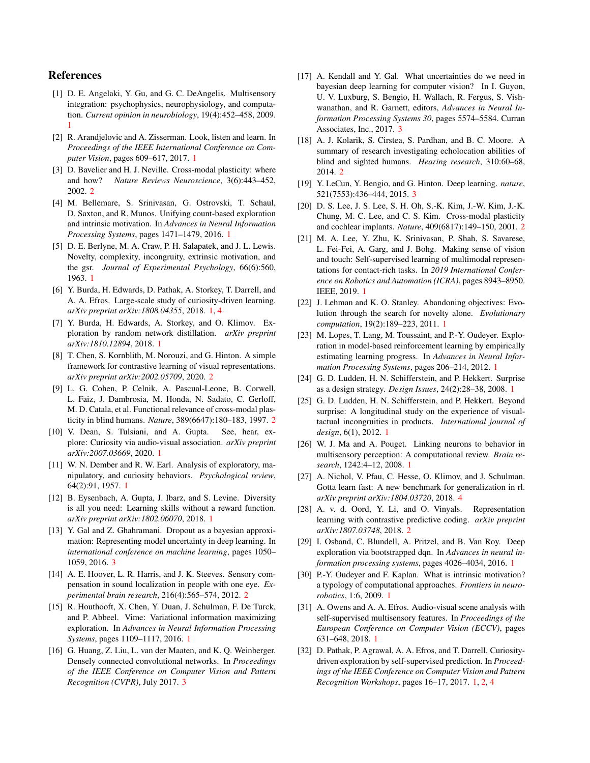## References

[1] D. E. Angelaki, Y. Gu, and G. C. DeAngelis. Multisensory integration: psychophysics, neurophysiology, and computation. *Current opinion in neurobiology*, 19(4):452–458, 2009. 1

[2] R. Arandjelovic and A. Zisserman. Look, listen and learn. In *Proceedings of the IEEE International Conference on Computer Vision*, pages 609–617, 2017. 1

[3] D. Bavelier and H. J. Neville. Cross-modal plasticity: where and how? *Nature Reviews Neuroscience*, 3(6):443–452, 2002. 2

[4] M. Bellemare, S. Srinivasan, G. Ostrovski, T. Schaul, D. Saxton, and R. Munos. Unifying count-based exploration and intrinsic motivation. In *Advances in Neural Information Processing Systems*, pages 1471–1479, 2016. 1

[5] D. E. Berlyne, M. A. Craw, P. H. Salapatek, and J. L. Lewis. Novelty, complexity, incongruity, extrinsic motivation, and the gsr. *Journal of Experimental Psychology*, 66(6):560, 1963. 1

[6] Y. Burda, H. Edwards, D. Pathak, A. Storkey, T. Darrell, and A. A. Efros. Large-scale study of curiosity-driven learning. *arXiv preprint arXiv:1808.04355*, 2018. 1, 4

[7] Y. Burda, H. Edwards, A. Storkey, and O. Klimov. Exploration by random network distillation. *arXiv preprint arXiv:1810.12894*, 2018. 1

[8] T. Chen, S. Kornblith, M. Norouzi, and G. Hinton. A simple framework for contrastive learning of visual representations. *arXiv preprint arXiv:2002.05709*, 2020. 2

[9] L. G. Cohen, P. Celnik, A. Pascual-Leone, B. Corwell, L. Faiz, J. Dambrosia, M. Honda, N. Sadato, C. Gerloff, M. D. Catala, et al. Functional relevance of cross-modal plasticity in blind humans. *Nature*, 389(6647):180–183, 1997. 2

[10] V. Dean, S. Tulsiani, and A. Gupta. See, hear, explore: Curiosity via audio-visual association. *arXiv preprint arXiv:2007.03669*, 2020. 1

[11] W. N. Dember and R. W. Earl. Analysis of exploratory, manipulatory, and curiosity behaviors. *Psychological review*, 64(2):91, 1957. 1

[12] B. Eysenbach, A. Gupta, J. Ibarz, and S. Levine. Diversity is all you need: Learning skills without a reward function. *arXiv preprint arXiv:1802.06070*, 2018. 1

[13] Y. Gal and Z. Ghahramani. Dropout as a bayesian approximation: Representing model uncertainty in deep learning. In *international conference on machine learning*, pages 1050–1059, 2016. 3

[14] A. E. Hoover, L. R. Harris, and J. K. Steeves. Sensory compensation in sound localization in people with one eye. *Experimental brain research*, 216(4):565–574, 2012. 2

[15] R. Houthooft, X. Chen, Y. Duan, J. Schulman, F. De Turck, and P. Abbeel. Vime: Variational information maximizing exploration. In *Advances in Neural Information Processing Systems*, pages 1109–1117, 2016. 1

[16] G. Huang, Z. Liu, L. van der Maaten, and K. Q. Weinberger. Densely connected convolutional networks. In *Proceedings of the IEEE Conference on Computer Vision and Pattern Recognition (CVPR)*, July 2017. 3

[17] A. Kendall and Y. Gal. What uncertainties do we need in bayesian deep learning for computer vision? In I. Guyon, U. V. Luxburg, S. Bengio, H. Wallach, R. Fergus, S. Vishwanathan, and R. Garnett, editors, *Advances in Neural Information Processing Systems 30*, pages 5574–5584. Curran Associates, Inc., 2017. 3

[18] A. J. Kolarik, S. Cirstea, S. Pardhan, and B. C. Moore. A summary of research investigating echolocation abilities of blind and sighted humans. *Hearing research*, 310:60–68, 2014. 2

[19] Y. LeCun, Y. Bengio, and G. Hinton. Deep learning. *nature*, 521(7553):436–444, 2015. 3

[20] D. S. Lee, J. S. Lee, S. H. Oh, S.-K. Kim, J.-W. Kim, J.-K. Chung, M. C. Lee, and C. S. Kim. Cross-modal plasticity and cochlear implants. *Nature*, 409(6817):149–150, 2001. 2

[21] M. A. Lee, Y. Zhu, K. Srinivasan, P. Shah, S. Savarese, L. Fei-Fei, A. Garg, and J. Bohg. Making sense of vision and touch: Self-supervised learning of multimodal representations for contact-rich tasks. In *2019 International Conference on Robotics and Automation (ICRA)*, pages 8943–8950. IEEE, 2019. 1

[22] J. Lehman and K. O. Stanley. Abandoning objectives: Evolution through the search for novelty alone. *Evolutionary computation*, 19(2):189–223, 2011. 1

[23] M. Lopes, T. Lang, M. Toussaint, and P.-Y. Oudeyer. Exploration in model-based reinforcement learning by empirically estimating learning progress. In *Advances in Neural Information Processing Systems*, pages 206–214, 2012. 1

[24] G. D. Ludden, H. N. Schifferstein, and P. Hekkert. Surprise as a design strategy. *Design Issues*, 24(2):28–38, 2008. 1

[25] G. D. Ludden, H. N. Schifferstein, and P. Hekkert. Beyond surprise: A longitudinal study on the experience of visual-tactual incongruities in products. *International journal of design*, 6(1), 2012. 1

[26] W. J. Ma and A. Pouget. Linking neurons to behavior in multisensory perception: A computational review. *Brain research*, 1242:4–12, 2008. 1

[27] A. Nichol, V. Pfau, C. Hesse, O. Klimov, and J. Schulman. Gotta learn fast: A new benchmark for generalization in rl. *arXiv preprint arXiv:1804.03720*, 2018. 4

[28] A. v. d. Oord, Y. Li, and O. Vinyals. Representation learning with contrastive predictive coding. *arXiv preprint arXiv:1807.03748*, 2018. 2

[29] I. Osband, C. Blundell, A. Pritzel, and B. Van Roy. Deep exploration via bootstrapped dqn. In *Advances in neural information processing systems*, pages 4026–4034, 2016. 1

[30] P.-Y. Oudeyer and F. Kaplan. What is intrinsic motivation? a typology of computational approaches. *Frontiers in neurorobotics*, 1:6, 2009. 1

[31] A. Owens and A. A. Efros. Audio-visual scene analysis with self-supervised multisensory features. In *Proceedings of the European Conference on Computer Vision (ECCV)*, pages 631–648, 2018. 1

[32] D. Pathak, P. Agrawal, A. A. Efros, and T. Darrell. Curiosity-driven exploration by self-supervised prediction. In *Proceedings of the IEEE Conference on Computer Vision and Pattern Recognition Workshops*, pages 16–17, 2017. 1, 2, 4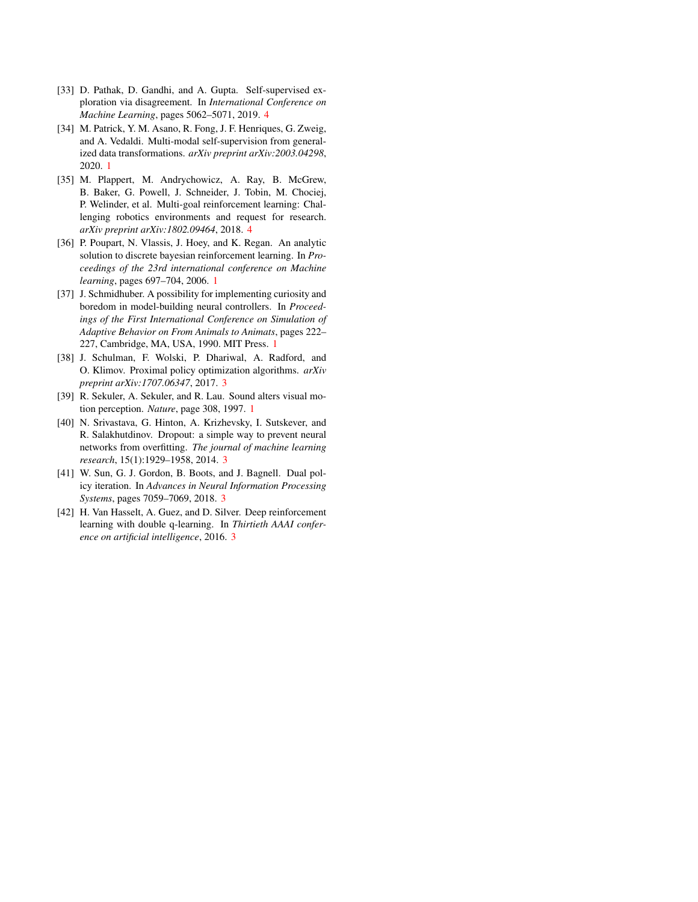[33] D. Pathak, D. Gandhi, and A. Gupta. Self-supervised exploration via disagreement. In *International Conference on Machine Learning*, pages 5062–5071, 2019. 4

[34] M. Patrick, Y. M. Asano, R. Fong, J. F. Henriques, G. Zweig, and A. Vedaldi. Multi-modal self-supervision from generalized data transformations. *arXiv preprint arXiv:2003.04298*, 2020. 1

[35] M. Plappert, M. Andrychowicz, A. Ray, B. McGrew, B. Baker, G. Powell, J. Schneider, J. Tobin, M. Chociej, P. Welinder, et al. Multi-goal reinforcement learning: Challenging robotics environments and request for research. *arXiv preprint arXiv:1802.09464*, 2018. 4

[36] P. Poupart, N. Vlassis, J. Hoey, and K. Regan. An analytic solution to discrete bayesian reinforcement learning. In *Proceedings of the 23rd international conference on Machine learning*, pages 697–704, 2006. 1

[37] J. Schmidhuber. A possibility for implementing curiosity and boredom in model-building neural controllers. In *Proceedings of the First International Conference on Simulation of Adaptive Behavior on From Animals to Animats*, pages 222–227, Cambridge, MA, USA, 1990. MIT Press. 1

[38] J. Schulman, F. Wolski, P. Dhariwal, A. Radford, and O. Klimov. Proximal policy optimization algorithms. *arXiv preprint arXiv:1707.06347*, 2017. 3

[39] R. Sekuler, A. Sekuler, and R. Lau. Sound alters visual motion perception. *Nature*, page 308, 1997. 1

[40] N. Srivastava, G. Hinton, A. Krizhevsky, I. Sutskever, and R. Salakhutdinov. Dropout: a simple way to prevent neural networks from overfitting. *The journal of machine learning research*, 15(1):1929–1958, 2014. 3

[41] W. Sun, G. J. Gordon, B. Boots, and J. Bagnell. Dual policy iteration. In *Advances in Neural Information Processing Systems*, pages 7059–7069, 2018. 3

[42] H. Van Hasselt, A. Guez, and D. Silver. Deep reinforcement learning with double q-learning. In *Thirtieth AAAI conference on artificial intelligence*, 2016. 3